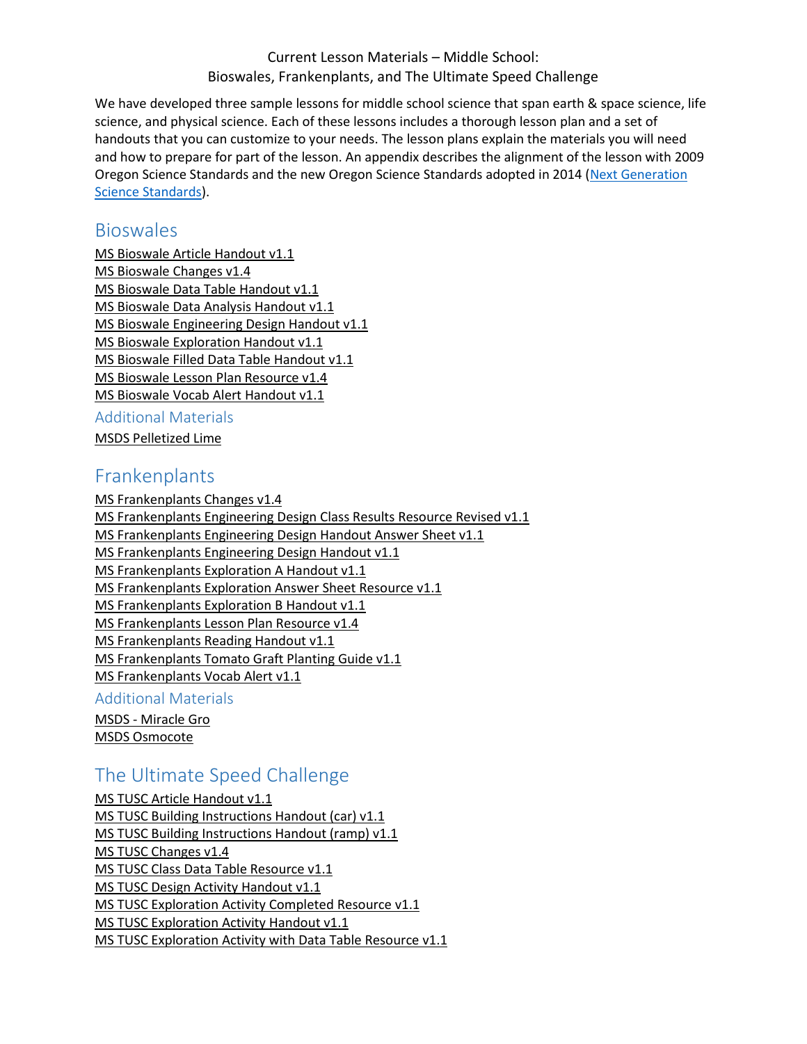Current Lesson Materials – Middle School:
Bioswales, Frankenplants, and The Ultimate Speed Challenge

We have developed three sample lessons for middle school science that span earth & space science, life science, and physical science. Each of these lessons includes a thorough lesson plan and a set of handouts that you can customize to your needs. The lesson plans explain the materials you will need and how to prepare for part of the lesson. An appendix describes the alignment of the lesson with 2009 Oregon Science Standards and the new Oregon Science Standards adopted in 2014 (Next Generation Science Standards).

## Bioswales

MS Bioswale Article Handout v1.1
MS Bioswale Changes v1.4
MS Bioswale Data Table Handout v1.1
MS Bioswale Data Analysis Handout v1.1
MS Bioswale Engineering Design Handout v1.1
MS Bioswale Exploration Handout v1.1
MS Bioswale Filled Data Table Handout v1.1
MS Bioswale Lesson Plan Resource v1.4
MS Bioswale Vocab Alert Handout v1.1

### Additional Materials

MSDS Pelletized Lime

## Frankenplants

MS Frankenplants Changes v1.4
MS Frankenplants Engineering Design Class Results Resource Revised v1.1
MS Frankenplants Engineering Design Handout Answer Sheet v1.1
MS Frankenplants Engineering Design Handout v1.1
MS Frankenplants Exploration A Handout v1.1
MS Frankenplants Exploration Answer Sheet Resource v1.1
MS Frankenplants Exploration B Handout v1.1
MS Frankenplants Lesson Plan Resource v1.4
MS Frankenplants Reading Handout v1.1
MS Frankenplants Tomato Graft Planting Guide v1.1
MS Frankenplants Vocab Alert v1.1

### Additional Materials

MSDS - Miracle Gro
MSDS Osmocote

## The Ultimate Speed Challenge

MS TUSC Article Handout v1.1
MS TUSC Building Instructions Handout (car) v1.1
MS TUSC Building Instructions Handout (ramp) v1.1
MS TUSC Changes v1.4
MS TUSC Class Data Table Resource v1.1
MS TUSC Design Activity Handout v1.1
MS TUSC Exploration Activity Completed Resource v1.1
MS TUSC Exploration Activity Handout v1.1
MS TUSC Exploration Activity with Data Table Resource v1.1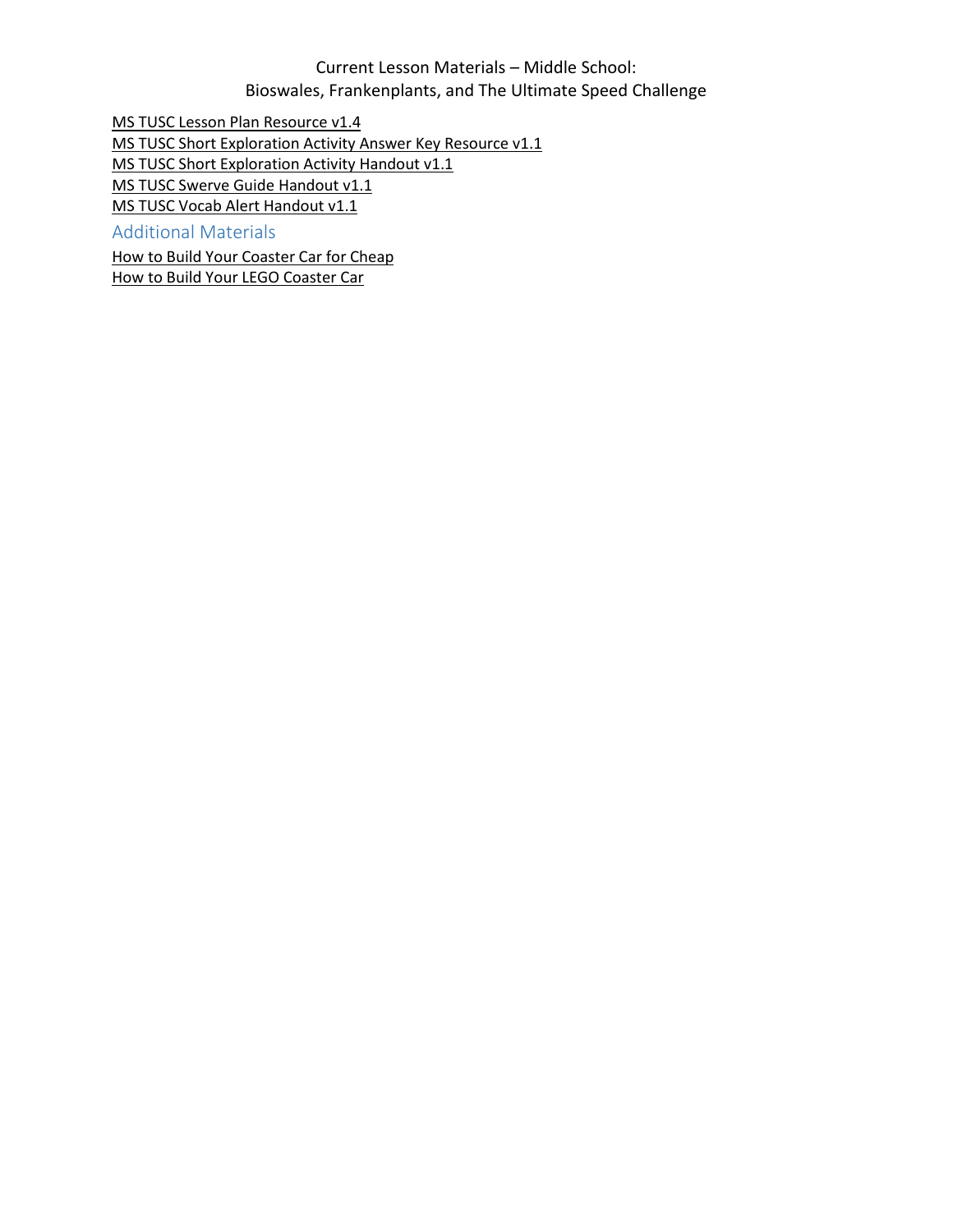Current Lesson Materials – Middle School:
Bioswales, Frankenplants, and The Ultimate Speed Challenge

MS TUSC Lesson Plan Resource v1.4
MS TUSC Short Exploration Activity Answer Key Resource v1.1
MS TUSC Short Exploration Activity Handout v1.1
MS TUSC Swerve Guide Handout v1.1
MS TUSC Vocab Alert Handout v1.1

## Additional Materials

How to Build Your Coaster Car for Cheap
How to Build Your LEGO Coaster Car